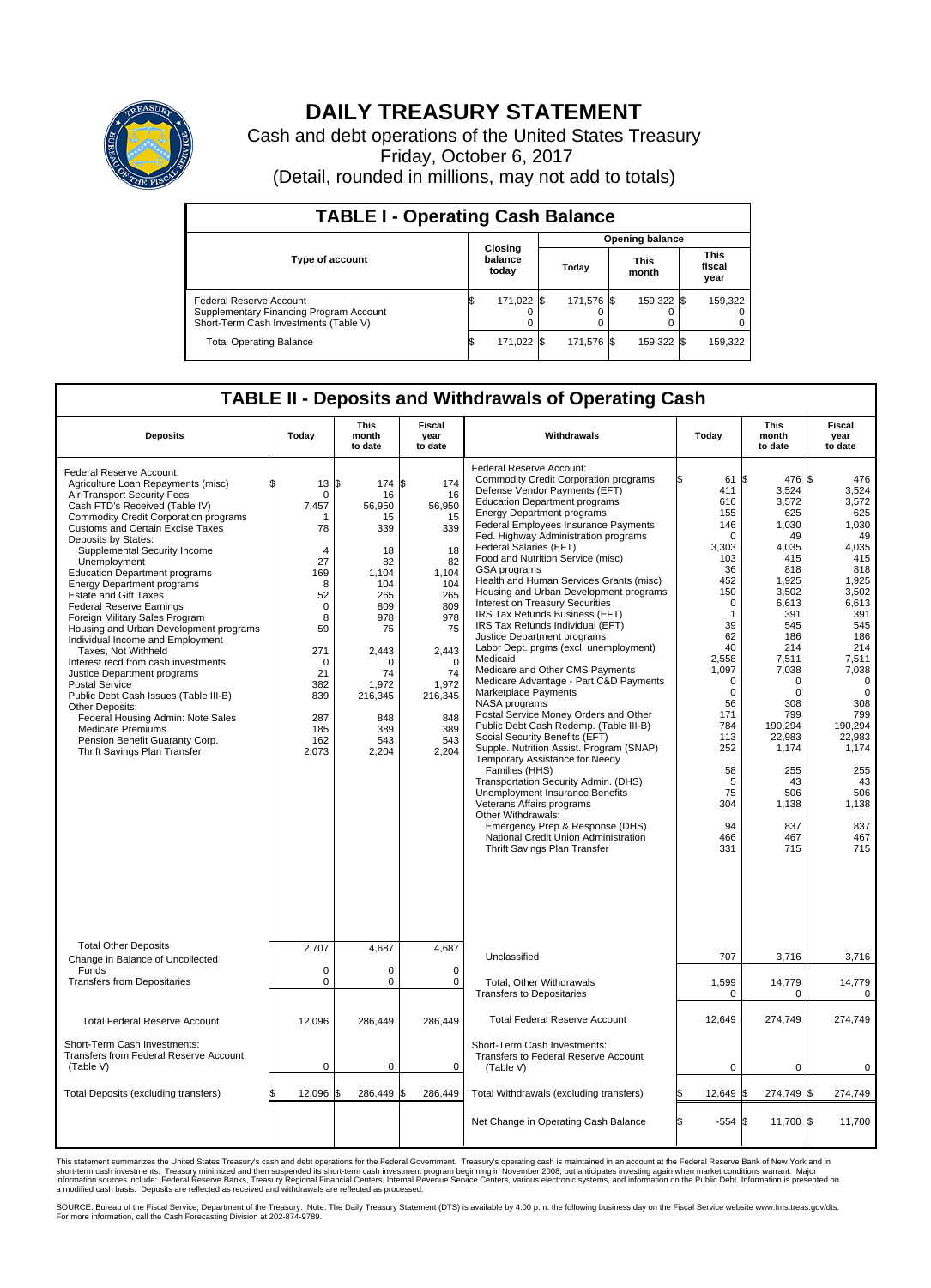# DAILY TREASURY STATEMENT

Cash and debt operations of the United States Treasury

Friday, October 6, 2017

(Detail, rounded in millions, may not add to totals)

## TABLE I - Operating Cash Balance

| Type of account | Closing balance today | Opening balance Today | Opening balance This month | Opening balance This fiscal year |
|---|---|---|---|---|
| Federal Reserve Account | $ 171,022 | $ 171,576 | $ 159,322 | $ 159,322 |
| Supplementary Financing Program Account | 0 | 0 | 0 | 0 |
| Short-Term Cash Investments (Table V) | 0 | 0 | 0 | 0 |
| Total Operating Balance | $ 171,022 | $ 171,576 | $ 159,322 | $ 159,322 |

## TABLE II - Deposits and Withdrawals of Operating Cash

| Deposits | Today | This month to date | Fiscal year to date | Withdrawals | Today | This month to date | Fiscal year to date |
|---|---|---|---|---|---|---|---|
| Federal Reserve Account: | | | | Federal Reserve Account: | | | |
| Agriculture Loan Repayments (misc) | $ 13 | $ 174 | $ 174 | Commodity Credit Corporation programs | $ 61 | $ 476 | $ 476 |
| Air Transport Security Fees | 0 | 16 | 16 | Defense Vendor Payments (EFT) | 411 | 3,524 | 3,524 |
| Cash FTD's Received (Table IV) | 7,457 | 56,950 | 56,950 | Education Department programs | 616 | 3,572 | 3,572 |
| Commodity Credit Corporation programs | 1 | 15 | 15 | Energy Department programs | 155 | 625 | 625 |
| Customs and Certain Excise Taxes | 78 | 339 | 339 | Federal Employees Insurance Payments | 146 | 1,030 | 1,030 |
| Deposits by States: | | | | Fed. Highway Administration programs | 0 | 49 | 49 |
| Supplemental Security Income | 4 | 18 | 18 | Federal Salaries (EFT) | 3,303 | 4,035 | 4,035 |
| Unemployment | 27 | 82 | 82 | Food and Nutrition Service (misc) | 103 | 415 | 415 |
| Education Department programs | 169 | 1,104 | 1,104 | GSA programs | 36 | 818 | 818 |
| Energy Department programs | 8 | 104 | 104 | Health and Human Services Grants (misc) | 452 | 1,925 | 1,925 |
| Estate and Gift Taxes | 52 | 265 | 265 | Housing and Urban Development programs | 150 | 3,502 | 3,502 |
| Federal Reserve Earnings | 0 | 809 | 809 | Interest on Treasury Securities | 0 | 6,613 | 6,613 |
| Foreign Military Sales Program | 8 | 978 | 978 | IRS Tax Refunds Business (EFT) | 1 | 391 | 391 |
| Housing and Urban Development programs | 59 | 75 | 75 | IRS Tax Refunds Individual (EFT) | 39 | 545 | 545 |
| Individual Income and Employment | | | | Justice Department programs | 62 | 186 | 186 |
| Taxes, Not Withheld | 271 | 2,443 | 2,443 | Labor Dept. prgms (excl. unemployment) | 40 | 214 | 214 |
| Interest recd from cash investments | 0 | 0 | 0 | Medicaid | 2,558 | 7,511 | 7,511 |
| Justice Department programs | 21 | 74 | 74 | Medicare and Other CMS Payments | 1,097 | 7,038 | 7,038 |
| Postal Service | 382 | 1,972 | 1,972 | Medicare Advantage - Part C&D Payments | 0 | 0 | 0 |
| Public Debt Cash Issues (Table III-B) | 839 | 216,345 | 216,345 | Marketplace Payments | 0 | 0 | 0 |
| Other Deposits: | | | | NASA programs | 56 | 308 | 308 |
| Federal Housing Admin: Note Sales | 287 | 848 | 848 | Postal Service Money Orders and Other | 171 | 799 | 799 |
| Medicare Premiums | 185 | 389 | 389 | Public Debt Cash Redemp. (Table III-B) | 784 | 190,294 | 190,294 |
| Pension Benefit Guaranty Corp. | 162 | 543 | 543 | Social Security Benefits (EFT) | 113 | 22,983 | 22,983 |
| Thrift Savings Plan Transfer | 2,073 | 2,204 | 2,204 | Supple. Nutrition Assist. Program (SNAP) | 252 | 1,174 | 1,174 |
| | | | | Temporary Assistance for Needy Families (HHS) | 58 | 255 | 255 |
| | | | | Transportation Security Admin. (DHS) | 5 | 43 | 43 |
| | | | | Unemployment Insurance Benefits | 75 | 506 | 506 |
| | | | | Veterans Affairs programs | 304 | 1,138 | 1,138 |
| | | | | Other Withdrawals: | | | |
| | | | | Emergency Prep & Response (DHS) | 94 | 837 | 837 |
| | | | | National Credit Union Administration | 466 | 467 | 467 |
| | | | | Thrift Savings Plan Transfer | 331 | 715 | 715 |
| Total Other Deposits | 2,707 | 4,687 | 4,687 | Unclassified | 707 | 3,716 | 3,716 |
| Change in Balance of Uncollected Funds | 0 | 0 | 0 | | | | |
| Transfers from Depositaries | 0 | 0 | 0 | Total, Other Withdrawals | 1,599 | 14,779 | 14,779 |
| | | | | Transfers to Depositaries | 0 | 0 | 0 |
| Total Federal Reserve Account | 12,096 | 286,449 | 286,449 | Total Federal Reserve Account | 12,649 | 274,749 | 274,749 |
| Short-Term Cash Investments: | | | | Short-Term Cash Investments: | | | |
| Transfers from Federal Reserve Account (Table V) | 0 | 0 | 0 | Transfers to Federal Reserve Account (Table V) | 0 | 0 | 0 |
| Total Deposits (excluding transfers) | $ 12,096 | $ 286,449 | $ 286,449 | Total Withdrawals (excluding transfers) | $ 12,649 | $ 274,749 | $ 274,749 |
| | | | | Net Change in Operating Cash Balance | $ -554 | $ 11,700 | $ 11,700 |

This statement summarizes the United States Treasury's cash and debt operations for the Federal Government. Treasury's operating cash is maintained in an account at the Federal Reserve Bank of New York and in short-term cash investments. Treasury minimized and then suspended its short-term cash investment program beginning in November 2008, but anticipates investing again when market conditions warrant. Major information sources include: Federal Reserve Banks, Treasury Regional Financial Centers, Internal Revenue Service Centers, various electronic systems, and information on the Public Debt. Information is presented on a modified cash basis. Deposits are reflected as received and withdrawals are reflected as processed.

SOURCE: Bureau of the Fiscal Service, Department of the Treasury. Note: The Daily Treasury Statement (DTS) is available by 4:00 p.m. the following business day on the Fiscal Service website www.fms.treas.gov/dts. For more information, call the Cash Forecasting Division at 202-874-9789.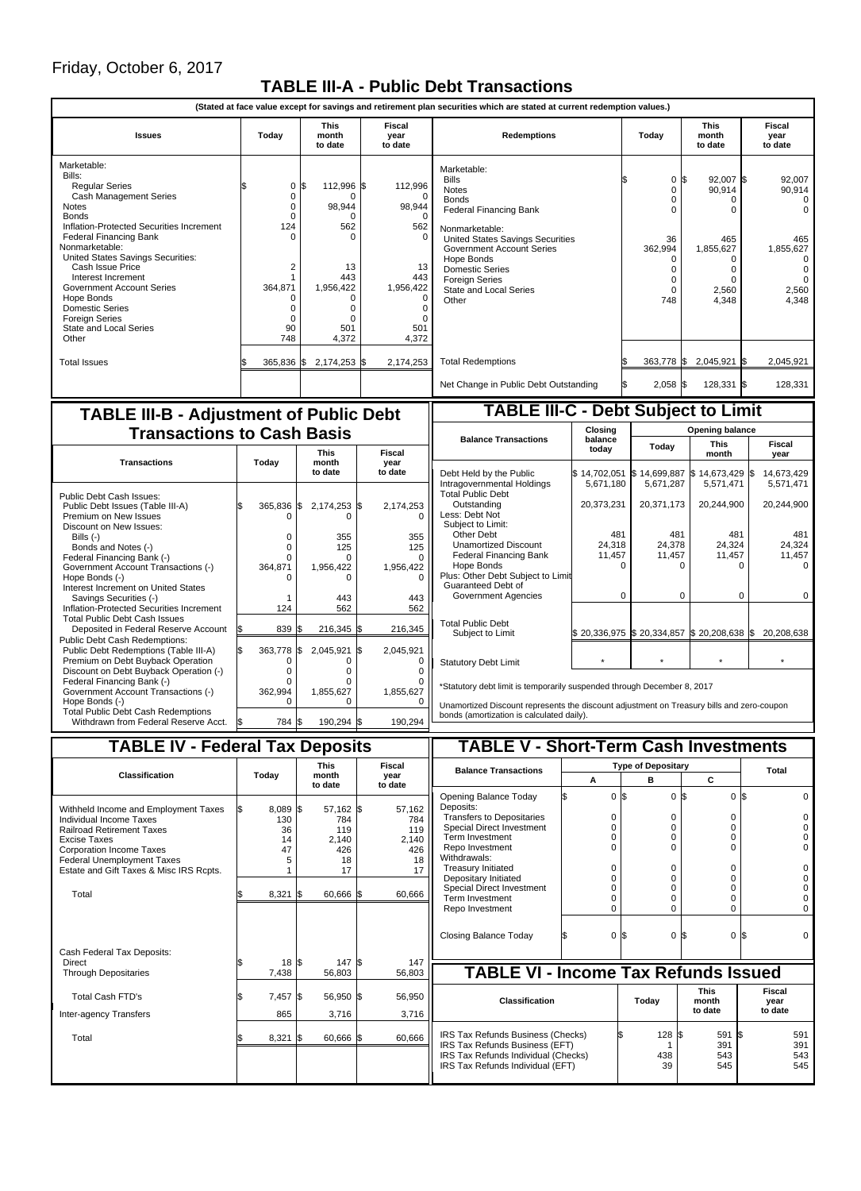Friday, October 6, 2017

# TABLE III-A - Public Debt Transactions

(Stated at face value except for savings and retirement plan securities which are stated at current redemption values.)

| Issues | Today | This month to date | Fiscal year to date |
|---|---|---|---|
| Marketable: | | | |
| Bills: | | | |
| Regular Series | $ 0 | $ 112,996 | $ 112,996 |
| Cash Management Series | 0 | 0 | 0 |
| Notes | 0 | 98,944 | 98,944 |
| Bonds | 0 | 0 | 0 |
| Inflation-Protected Securities Increment | 124 | 562 | 562 |
| Federal Financing Bank | 0 | 0 | 0 |
| Nonmarketable: | | | |
| United States Savings Securities: | | | |
| Cash Issue Price | 2 | 13 | 13 |
| Interest Increment | 1 | 443 | 443 |
| Government Account Series | 364,871 | 1,956,422 | 1,956,422 |
| Hope Bonds | 0 | 0 | 0 |
| Domestic Series | 0 | 0 | 0 |
| Foreign Series | 0 | 0 | 0 |
| State and Local Series | 90 | 501 | 501 |
| Other | 748 | 4,372 | 4,372 |
| Total Issues | $ 365,836 | $ 2,174,253 | $ 2,174,253 |

| Redemptions | Today | This month to date | Fiscal year to date |
|---|---|---|---|
| Marketable: | | | |
| Bills | $ 0 | $ 92,007 | $ 92,007 |
| Notes | 0 | 90,914 | 90,914 |
| Bonds | 0 | 0 | 0 |
| Federal Financing Bank | 0 | 0 | 0 |
| Nonmarketable: | | | |
| United States Savings Securities | 36 | 465 | 465 |
| Government Account Series | 362,994 | 1,855,627 | 1,855,627 |
| Hope Bonds | 0 | 0 | 0 |
| Domestic Series | 0 | 0 | 0 |
| Foreign Series | 0 | 0 | 0 |
| State and Local Series | 0 | 2,560 | 2,560 |
| Other | 748 | 4,348 | 4,348 |
| Total Redemptions | $ 363,778 | $ 2,045,921 | $ 2,045,921 |
| Net Change in Public Debt Outstanding | $ 2,058 | $ 128,331 | $ 128,331 |

# TABLE III-B - Adjustment of Public Debt Transactions to Cash Basis

| Transactions | Today | This month to date | Fiscal year to date |
|---|---|---|---|
| Public Debt Cash Issues: | | | |
| Public Debt Issues (Table III-A) | $ 365,836 | $ 2,174,253 | $ 2,174,253 |
| Premium on New Issues | 0 | 0 | 0 |
| Discount on New Issues: | | | |
| Bills (-) | 0 | 355 | 355 |
| Bonds and Notes (-) | 0 | 125 | 125 |
| Federal Financing Bank (-) | 0 | 0 | 0 |
| Government Account Transactions (-) | 364,871 | 1,956,422 | 1,956,422 |
| Hope Bonds (-) | 0 | 0 | 0 |
| Interest Increment on United States Savings Securities (-) | 1 | 443 | 443 |
| Inflation-Protected Securities Increment | 124 | 562 | 562 |
| Total Public Debt Cash Issues Deposited in Federal Reserve Account | $ 839 | $ 216,345 | $ 216,345 |
| Public Debt Cash Redemptions: | | | |
| Public Debt Redemptions (Table III-A) | $ 363,778 | $ 2,045,921 | $ 2,045,921 |
| Premium on Debt Buyback Operation | 0 | 0 | 0 |
| Discount on Debt Buyback Operation (-) | 0 | 0 | 0 |
| Federal Financing Bank (-) | 0 | 0 | 0 |
| Government Account Transactions (-) | 362,994 | 1,855,627 | 1,855,627 |
| Hope Bonds (-) | 0 | 0 | 0 |
| Total Public Debt Cash Redemptions Withdrawn from Federal Reserve Acct. | $ 784 | $ 190,294 | $ 190,294 |

# TABLE III-C - Debt Subject to Limit

| Balance Transactions | Closing balance today | Opening balance Today | Opening balance This month | Opening balance Fiscal year |
|---|---|---|---|---|
| Debt Held by the Public | $ 14,702,051 | $ 14,699,887 | $ 14,673,429 | $ 14,673,429 |
| Intragovernmental Holdings | 5,671,180 | 5,671,287 | 5,571,471 | 5,571,471 |
| Total Public Debt Outstanding | 20,373,231 | 20,371,173 | 20,244,900 | 20,244,900 |
| Less: Debt Not Subject to Limit: | | | | |
| Other Debt | 481 | 481 | 481 | 481 |
| Unamortized Discount | 24,318 | 24,378 | 24,324 | 24,324 |
| Federal Financing Bank | 11,457 | 11,457 | 11,457 | 11,457 |
| Hope Bonds | 0 | 0 | 0 | 0 |
| Plus: Other Debt Subject to Limit | | | | |
| Guaranteed Debt of Government Agencies | 0 | 0 | 0 | 0 |
| Total Public Debt Subject to Limit | $ 20,336,975 | $ 20,334,857 | $ 20,208,638 | $ 20,208,638 |
| Statutory Debt Limit | * | * | * | * |

*Statutory debt limit is temporarily suspended through December 8, 2017

Unamortized Discount represents the discount adjustment on Treasury bills and zero-coupon bonds (amortization is calculated daily).

# TABLE IV - Federal Tax Deposits

| Classification | Today | This month to date | Fiscal year to date |
|---|---|---|---|
| Withheld Income and Employment Taxes | $ 8,089 | $ 57,162 | $ 57,162 |
| Individual Income Taxes | 130 | 784 | 784 |
| Railroad Retirement Taxes | 36 | 119 | 119 |
| Excise Taxes | 14 | 2,140 | 2,140 |
| Corporation Income Taxes | 47 | 426 | 426 |
| Federal Unemployment Taxes | 5 | 18 | 18 |
| Estate and Gift Taxes & Misc IRS Rcpts. | 1 | 17 | 17 |
| Total | $ 8,321 | $ 60,666 | $ 60,666 |
| Cash Federal Tax Deposits: | | | |
| Direct | $ 18 | $ 147 | $ 147 |
| Through Depositaries | 7,438 | 56,803 | 56,803 |
| Total Cash FTD's | $ 7,457 | $ 56,950 | $ 56,950 |
| Inter-agency Transfers | 865 | 3,716 | 3,716 |
| Total | $ 8,321 | $ 60,666 | $ 60,666 |

# TABLE V - Short-Term Cash Investments

| Balance Transactions | Type of Depositary A | Type of Depositary B | Type of Depositary C | Total |
|---|---|---|---|---|
| Opening Balance Today | $ 0 | $ 0 | $ 0 | $ 0 |
| Deposits: | | | | |
| Transfers to Depositaries | 0 | 0 | 0 | 0 |
| Special Direct Investment | 0 | 0 | 0 | 0 |
| Term Investment | 0 | 0 | 0 | 0 |
| Repo Investment | 0 | 0 | 0 | 0 |
| Withdrawals: | | | | |
| Treasury Initiated | 0 | 0 | 0 | 0 |
| Depositary Initiated | 0 | 0 | 0 | 0 |
| Special Direct Investment | 0 | 0 | 0 | 0 |
| Term Investment | 0 | 0 | 0 | 0 |
| Repo Investment | 0 | 0 | 0 | 0 |
| Closing Balance Today | $ 0 | $ 0 | $ 0 | $ 0 |

# TABLE VI - Income Tax Refunds Issued

| Classification | Today | This month to date | Fiscal year to date |
|---|---|---|---|
| IRS Tax Refunds Business (Checks) | $ 128 | $ 591 | $ 591 |
| IRS Tax Refunds Business (EFT) | 1 | 391 | 391 |
| IRS Tax Refunds Individual (Checks) | 438 | 543 | 543 |
| IRS Tax Refunds Individual (EFT) | 39 | 545 | 545 |